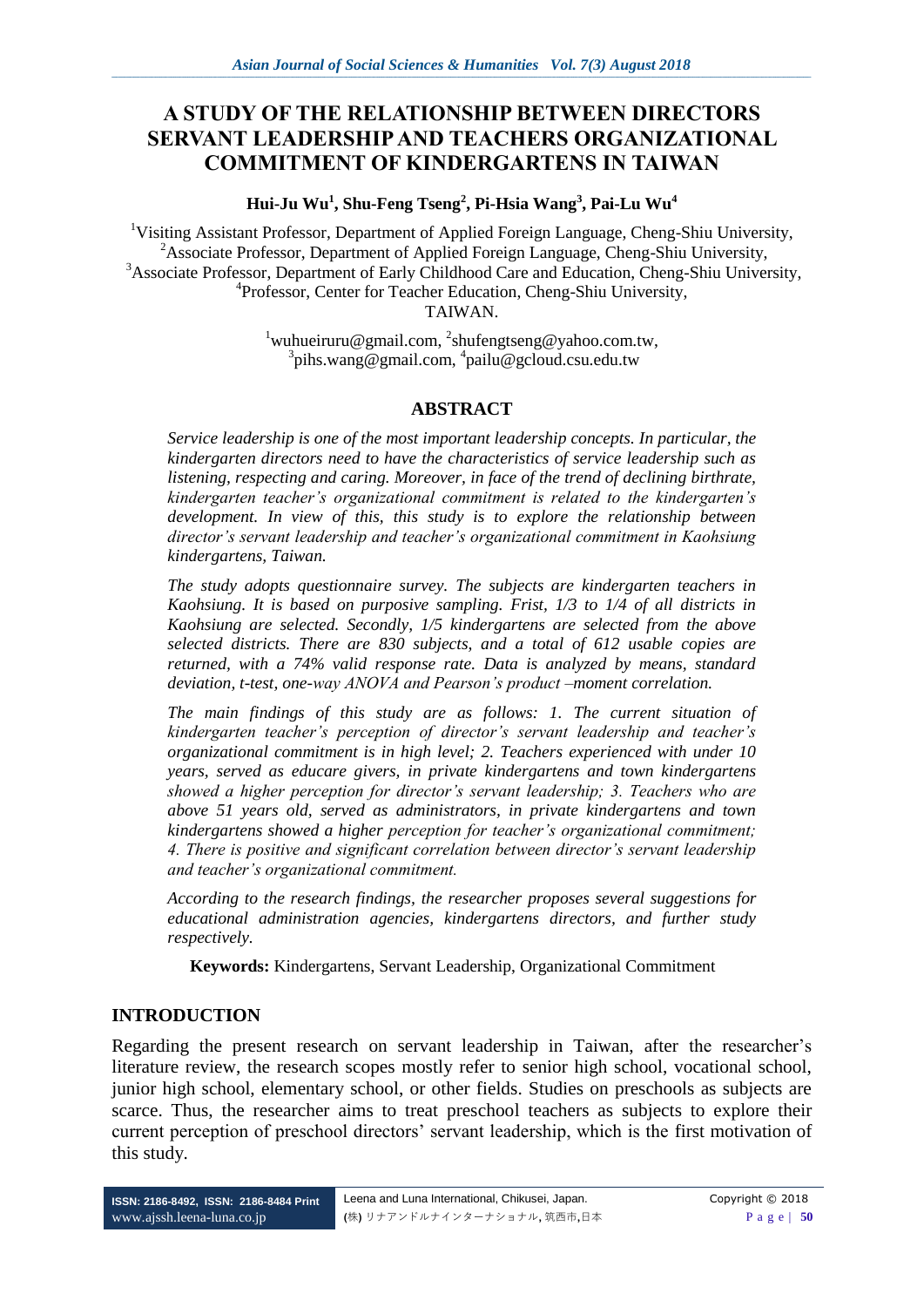# A STUDY OF THE RELATIONSHIP BETWEEN DIRECTORS SERVANT LEADERSHIP AND TEACHERS ORGANIZATIONAL COMMITMENT OF KINDERGARTENS IN TAIWAN

**Hui-Ju Wu[1], Shu-Feng Tseng[2], Pi-Hsia Wang[3], Pai-Lu Wu[4]**

[1]Visiting Assistant Professor, Department of Applied Foreign Language, Cheng-Shiu University,
[2]Associate Professor, Department of Applied Foreign Language, Cheng-Shiu University,
[3]Associate Professor, Department of Early Childhood Care and Education, Cheng-Shiu University,
[4]Professor, Center for Teacher Education, Cheng-Shiu University,
TAIWAN.

[1]wuhueiruru@gmail.com, [2]shufengtseng@yahoo.com.tw,
[3]pihs.wang@gmail.com, [4]pailu@gcloud.csu.edu.tw

## ABSTRACT

*Service leadership is one of the most important leadership concepts. In particular, the kindergarten directors need to have the characteristics of service leadership such as listening, respecting and caring. Moreover, in face of the trend of declining birthrate, kindergarten teacher's organizational commitment is related to the kindergarten's development. In view of this, this study is to explore the relationship between director's servant leadership and teacher's organizational commitment in Kaohsiung kindergartens, Taiwan.*

*The study adopts questionnaire survey. The subjects are kindergarten teachers in Kaohsiung. It is based on purposive sampling. Frist, 1/3 to 1/4 of all districts in Kaohsiung are selected. Secondly, 1/5 kindergartens are selected from the above selected districts. There are 830 subjects, and a total of 612 usable copies are returned, with a 74% valid response rate. Data is analyzed by means, standard deviation, t-test, one-way ANOVA and Pearson's product –moment correlation.*

*The main findings of this study are as follows: 1. The current situation of kindergarten teacher's perception of director's servant leadership and teacher's organizational commitment is in high level; 2. Teachers experienced with under 10 years, served as educare givers, in private kindergartens and town kindergartens showed a higher perception for director's servant leadership; 3. Teachers who are above 51 years old, served as administrators, in private kindergartens and town kindergartens showed a higher perception for teacher's organizational commitment; 4. There is positive and significant correlation between director's servant leadership and teacher's organizational commitment.*

*According to the research findings, the researcher proposes several suggestions for educational administration agencies, kindergartens directors, and further study respectively.*

**Keywords:** Kindergartens, Servant Leadership, Organizational Commitment

## INTRODUCTION

Regarding the present research on servant leadership in Taiwan, after the researcher's literature review, the research scopes mostly refer to senior high school, vocational school, junior high school, elementary school, or other fields. Studies on preschools as subjects are scarce. Thus, the researcher aims to treat preschool teachers as subjects to explore their current perception of preschool directors' servant leadership, which is the first motivation of this study.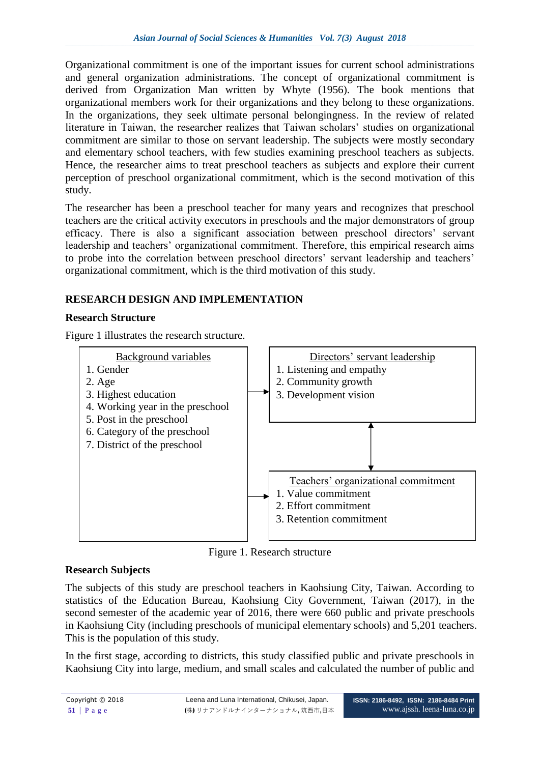Organizational commitment is one of the important issues for current school administrations and general organization administrations. The concept of organizational commitment is derived from Organization Man written by Whyte (1956). The book mentions that organizational members work for their organizations and they belong to these organizations. In the organizations, they seek ultimate personal belongingness. In the review of related literature in Taiwan, the researcher realizes that Taiwan scholars' studies on organizational commitment are similar to those on servant leadership. The subjects were mostly secondary and elementary school teachers, with few studies examining preschool teachers as subjects. Hence, the researcher aims to treat preschool teachers as subjects and explore their current perception of preschool organizational commitment, which is the second motivation of this study.

The researcher has been a preschool teacher for many years and recognizes that preschool teachers are the critical activity executors in preschools and the major demonstrators of group efficacy. There is also a significant association between preschool directors' servant leadership and teachers' organizational commitment. Therefore, this empirical research aims to probe into the correlation between preschool directors' servant leadership and teachers' organizational commitment, which is the third motivation of this study.

## RESEARCH DESIGN AND IMPLEMENTATION

### Research Structure

Figure 1 illustrates the research structure.

Background variables
1. Gender
2. Age
3. Highest education
4. Working year in the preschool
5. Post in the preschool
6. Category of the preschool
7. District of the preschool

Directors' servant leadership
1. Listening and empathy
2. Community growth
3. Development vision

Teachers' organizational commitment
1. Value commitment
2. Effort commitment
3. Retention commitment

Figure 1. Research structure

### Research Subjects

The subjects of this study are preschool teachers in Kaohsiung City, Taiwan. According to statistics of the Education Bureau, Kaohsiung City Government, Taiwan (2017), in the second semester of the academic year of 2016, there were 660 public and private preschools in Kaohsiung City (including preschools of municipal elementary schools) and 5,201 teachers. This is the population of this study.

In the first stage, according to districts, this study classified public and private preschools in Kaohsiung City into large, medium, and small scales and calculated the number of public and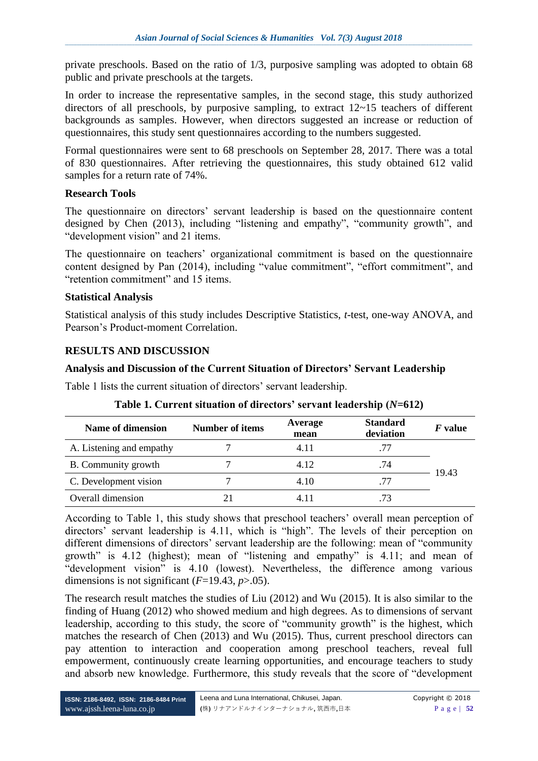private preschools. Based on the ratio of 1/3, purposive sampling was adopted to obtain 68 public and private preschools at the targets.

In order to increase the representative samples, in the second stage, this study authorized directors of all preschools, by purposive sampling, to extract 12~15 teachers of different backgrounds as samples. However, when directors suggested an increase or reduction of questionnaires, this study sent questionnaires according to the numbers suggested.

Formal questionnaires were sent to 68 preschools on September 28, 2017. There was a total of 830 questionnaires. After retrieving the questionnaires, this study obtained 612 valid samples for a return rate of 74%.

### Research Tools

The questionnaire on directors' servant leadership is based on the questionnaire content designed by Chen (2013), including "listening and empathy", "community growth", and "development vision" and 21 items.

The questionnaire on teachers' organizational commitment is based on the questionnaire content designed by Pan (2014), including "value commitment", "effort commitment", and "retention commitment" and 15 items.

### Statistical Analysis

Statistical analysis of this study includes Descriptive Statistics, *t*-test, one-way ANOVA, and Pearson's Product-moment Correlation.

## RESULTS AND DISCUSSION

### Analysis and Discussion of the Current Situation of Directors' Servant Leadership

Table 1 lists the current situation of directors' servant leadership.

**Table 1. Current situation of directors' servant leadership ($N$=612)**

| Name of dimension | Number of items | Average mean | Standard deviation | *F* value |
|---|---|---|---|---|
| A. Listening and empathy | 7 | 4.11 | .77 | 19.43 |
| B. Community growth | 7 | 4.12 | .74 | |
| C. Development vision | 7 | 4.10 | .77 | |
| Overall dimension | 21 | 4.11 | .73 | |

According to Table 1, this study shows that preschool teachers' overall mean perception of directors' servant leadership is 4.11, which is "high". The levels of their perception on different dimensions of directors' servant leadership are the following: mean of "community growth" is 4.12 (highest); mean of "listening and empathy" is 4.11; and mean of "development vision" is 4.10 (lowest). Nevertheless, the difference among various dimensions is not significant ($F$=19.43, $p$>.05).

The research result matches the studies of Liu (2012) and Wu (2015). It is also similar to the finding of Huang (2012) who showed medium and high degrees. As to dimensions of servant leadership, according to this study, the score of "community growth" is the highest, which matches the research of Chen (2013) and Wu (2015). Thus, current preschool directors can pay attention to interaction and cooperation among preschool teachers, reveal full empowerment, continuously create learning opportunities, and encourage teachers to study and absorb new knowledge. Furthermore, this study reveals that the score of "development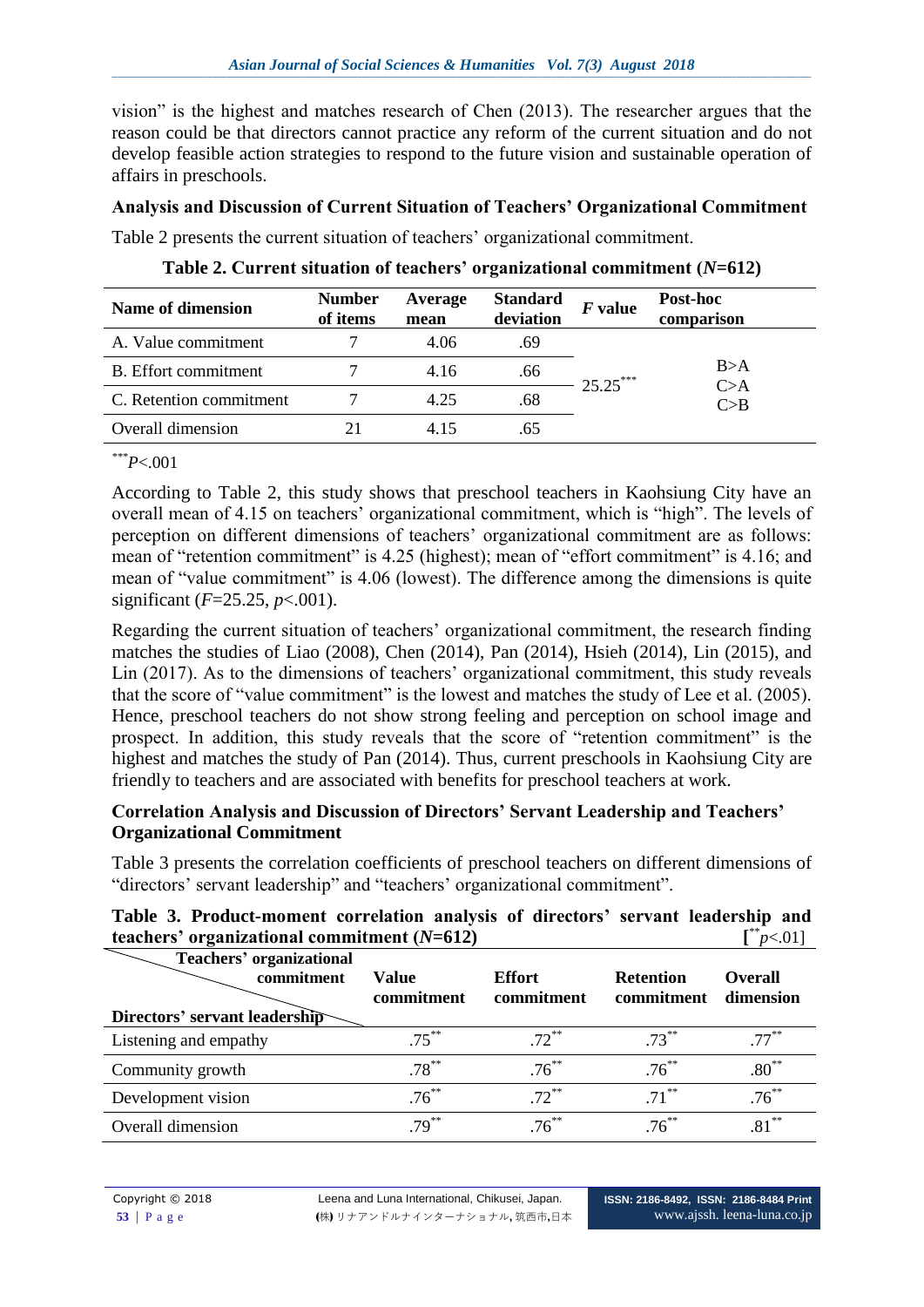vision" is the highest and matches research of Chen (2013). The researcher argues that the reason could be that directors cannot practice any reform of the current situation and do not develop feasible action strategies to respond to the future vision and sustainable operation of affairs in preschools.

### Analysis and Discussion of Current Situation of Teachers' Organizational Commitment

Table 2 presents the current situation of teachers' organizational commitment.

**Table 2. Current situation of teachers' organizational commitment (*N*=612)**

| Name of dimension | Number of items | Average mean | Standard deviation | *F* value | Post-hoc comparison |
|---|---|---|---|---|---|
| A. Value commitment | 7 | 4.06 | .69 | 25.25*** | B>A<br>C>A<br>C>B |
| B. Effort commitment | 7 | 4.16 | .66 | | |
| C. Retention commitment | 7 | 4.25 | .68 | | |
| Overall dimension | 21 | 4.15 | .65 | | |

***$P<.001$

According to Table 2, this study shows that preschool teachers in Kaohsiung City have an overall mean of 4.15 on teachers' organizational commitment, which is "high". The levels of perception on different dimensions of teachers' organizational commitment are as follows: mean of "retention commitment" is 4.25 (highest); mean of "effort commitment" is 4.16; and mean of "value commitment" is 4.06 (lowest). The difference among the dimensions is quite significant ($F$=25.25, $p$<.001).

Regarding the current situation of teachers' organizational commitment, the research finding matches the studies of Liao (2008), Chen (2014), Pan (2014), Hsieh (2014), Lin (2015), and Lin (2017). As to the dimensions of teachers' organizational commitment, this study reveals that the score of "value commitment" is the lowest and matches the study of Lee et al. (2005). Hence, preschool teachers do not show strong feeling and perception on school image and prospect. In addition, this study reveals that the score of "retention commitment" is the highest and matches the study of Pan (2014). Thus, current preschools in Kaohsiung City are friendly to teachers and are associated with benefits for preschool teachers at work.

### Correlation Analysis and Discussion of Directors' Servant Leadership and Teachers' Organizational Commitment

Table 3 presents the correlation coefficients of preschool teachers on different dimensions of "directors' servant leadership" and "teachers' organizational commitment".

**Table 3. Product-moment correlation analysis of directors' servant leadership and teachers' organizational commitment (*N*=612)** [**$p$<.01]

| Directors' servant leadership \ Teachers' organizational commitment | Value commitment | Effort commitment | Retention commitment | Overall dimension |
|---|---|---|---|---|
| Listening and empathy | .75** | .72** | .73** | .77** |
| Community growth | .78** | .76** | .76** | .80** |
| Development vision | .76** | .72** | .71** | .76** |
| Overall dimension | .79** | .76** | .76** | .81** |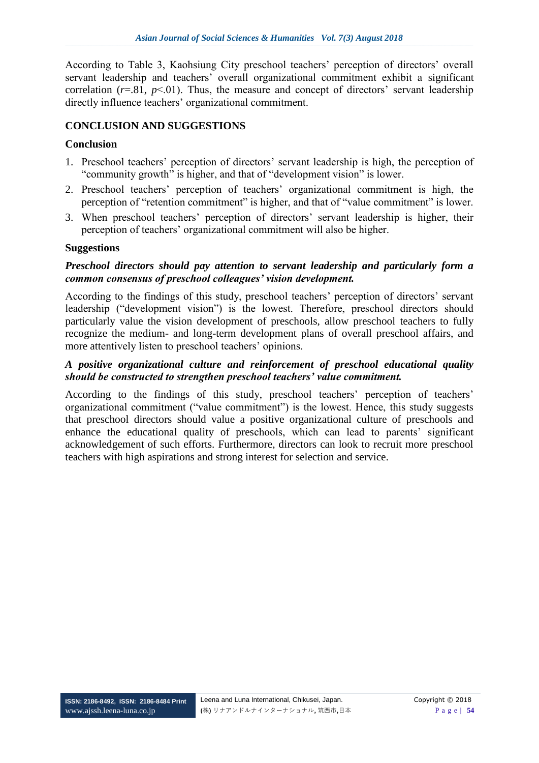According to Table 3, Kaohsiung City preschool teachers' perception of directors' overall servant leadership and teachers' overall organizational commitment exhibit a significant correlation ($r$=.81, $p$<.01). Thus, the measure and concept of directors' servant leadership directly influence teachers' organizational commitment.

## CONCLUSION AND SUGGESTIONS

### Conclusion

1. Preschool teachers' perception of directors' servant leadership is high, the perception of "community growth" is higher, and that of "development vision" is lower.
2. Preschool teachers' perception of teachers' organizational commitment is high, the perception of "retention commitment" is higher, and that of "value commitment" is lower.
3. When preschool teachers' perception of directors' servant leadership is higher, their perception of teachers' organizational commitment will also be higher.

### Suggestions

***Preschool directors should pay attention to servant leadership and particularly form a common consensus of preschool colleagues' vision development.***

According to the findings of this study, preschool teachers' perception of directors' servant leadership ("development vision") is the lowest. Therefore, preschool directors should particularly value the vision development of preschools, allow preschool teachers to fully recognize the medium- and long-term development plans of overall preschool affairs, and more attentively listen to preschool teachers' opinions.

***A positive organizational culture and reinforcement of preschool educational quality should be constructed to strengthen preschool teachers' value commitment.***

According to the findings of this study, preschool teachers' perception of teachers' organizational commitment ("value commitment") is the lowest. Hence, this study suggests that preschool directors should value a positive organizational culture of preschools and enhance the educational quality of preschools, which can lead to parents' significant acknowledgement of such efforts. Furthermore, directors can look to recruit more preschool teachers with high aspirations and strong interest for selection and service.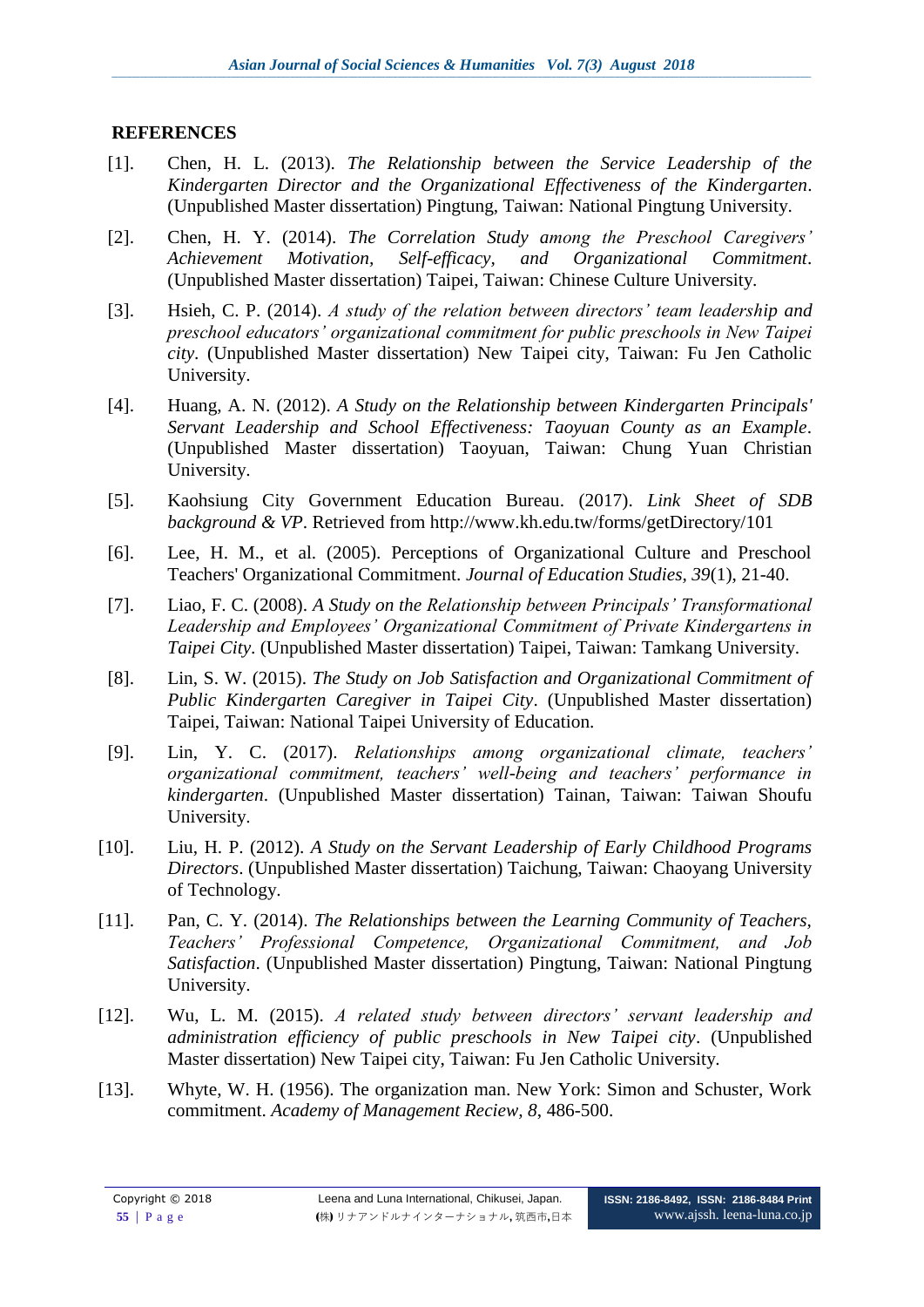## REFERENCES

[1]. Chen, H. L. (2013). *The Relationship between the Service Leadership of the Kindergarten Director and the Organizational Effectiveness of the Kindergarten*. (Unpublished Master dissertation) Pingtung, Taiwan: National Pingtung University.

[2]. Chen, H. Y. (2014). *The Correlation Study among the Preschool Caregivers' Achievement Motivation, Self-efficacy, and Organizational Commitment*. (Unpublished Master dissertation) Taipei, Taiwan: Chinese Culture University.

[3]. Hsieh, C. P. (2014). *A study of the relation between directors' team leadership and preschool educators' organizational commitment for public preschools in New Taipei city*. (Unpublished Master dissertation) New Taipei city, Taiwan: Fu Jen Catholic University.

[4]. Huang, A. N. (2012). *A Study on the Relationship between Kindergarten Principals' Servant Leadership and School Effectiveness: Taoyuan County as an Example*. (Unpublished Master dissertation) Taoyuan, Taiwan: Chung Yuan Christian University.

[5]. Kaohsiung City Government Education Bureau. (2017). *Link Sheet of SDB background & VP*. Retrieved from http://www.kh.edu.tw/forms/getDirectory/101

[6]. Lee, H. M., et al. (2005). Perceptions of Organizational Culture and Preschool Teachers' Organizational Commitment. *Journal of Education Studies, 39*(1), 21-40.

[7]. Liao, F. C. (2008). *A Study on the Relationship between Principals' Transformational Leadership and Employees' Organizational Commitment of Private Kindergartens in Taipei City*. (Unpublished Master dissertation) Taipei, Taiwan: Tamkang University.

[8]. Lin, S. W. (2015). *The Study on Job Satisfaction and Organizational Commitment of Public Kindergarten Caregiver in Taipei City*. (Unpublished Master dissertation) Taipei, Taiwan: National Taipei University of Education.

[9]. Lin, Y. C. (2017). *Relationships among organizational climate, teachers' organizational commitment, teachers' well-being and teachers' performance in kindergarten*. (Unpublished Master dissertation) Tainan, Taiwan: Taiwan Shoufu University.

[10]. Liu, H. P. (2012). *A Study on the Servant Leadership of Early Childhood Programs Directors*. (Unpublished Master dissertation) Taichung, Taiwan: Chaoyang University of Technology.

[11]. Pan, C. Y. (2014). *The Relationships between the Learning Community of Teachers, Teachers' Professional Competence, Organizational Commitment, and Job Satisfaction*. (Unpublished Master dissertation) Pingtung, Taiwan: National Pingtung University.

[12]. Wu, L. M. (2015). *A related study between directors' servant leadership and administration efficiency of public preschools in New Taipei city*. (Unpublished Master dissertation) New Taipei city, Taiwan: Fu Jen Catholic University.

[13]. Whyte, W. H. (1956). The organization man. New York: Simon and Schuster, Work commitment. *Academy of Management Reciew, 8*, 486-500.